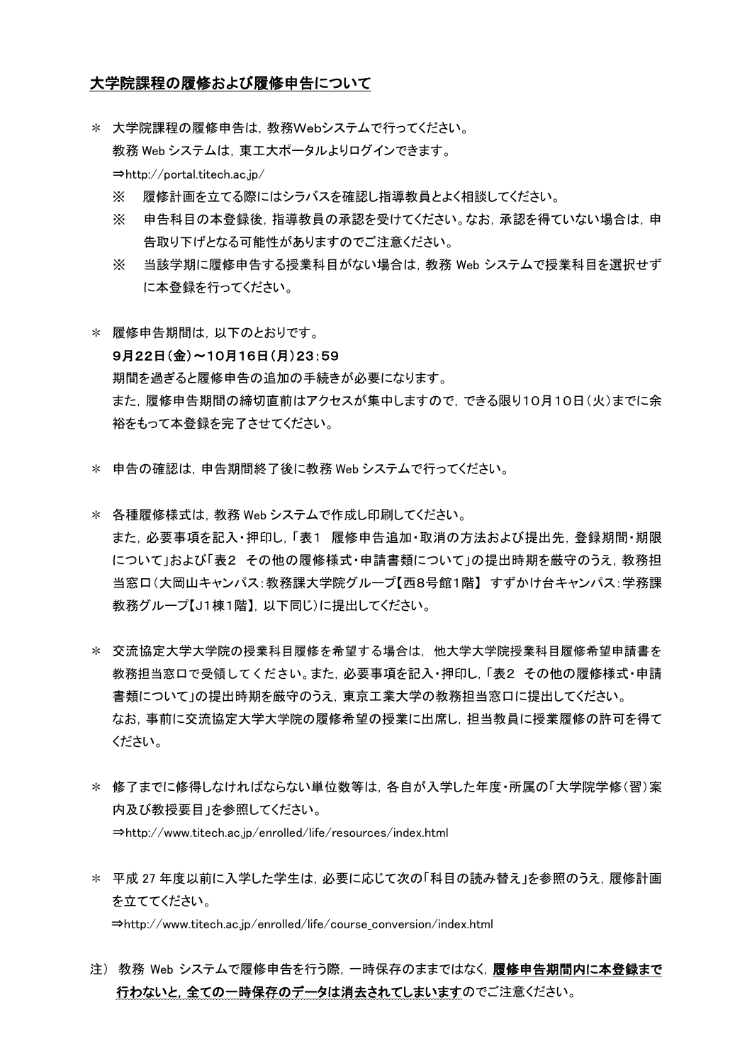## 大学院課程の履修および履修申告について

＊ 大学院課程の履修申告は，教務Webシステムで行ってください。
　教務 Web システムは，東工大ポータルよりログインできます。
　⇒http://portal.titech.ac.jp/

　※　履修計画を立てる際にはシラバスを確認し指導教員とよく相談してください。
　※　申告科目の本登録後，指導教員の承認を受けてください。なお，承認を得ていない場合は，申告取り下げとなる可能性がありますのでご注意ください。
　※　当該学期に履修申告する授業科目がない場合は，教務 Web システムで授業科目を選択せずに本登録を行ってください。

＊ 履修申告期間は，以下のとおりです。
　**9月22日（金）～10月16日（月）23：59**
　期間を過ぎると履修申告の追加の手続きが必要になります。
　また，履修申告期間の締切直前はアクセスが集中しますので，できる限り10月10日（火）までに余裕をもって本登録を完了させてください。

＊ 申告の確認は，申告期間終了後に教務 Web システムで行ってください。

＊ 各種履修様式は，教務 Web システムで作成し印刷してください。
　また，必要事項を記入・押印し，「表１　履修申告追加・取消の方法および提出先，登録期間・期限について」および「表２　その他の履修様式・申請書類について」の提出時期を厳守のうえ，教務担当窓口（大岡山キャンパス：教務課大学院グループ【西8号館1階】 すずかけ台キャンパス：学務課教務グループ【J1棟1階】，以下同じ）に提出してください。

＊ 交流協定大学大学院の授業科目履修を希望する場合は， 他大学大学院授業科目履修希望申請書を教務担当窓口で受領してください。また，必要事項を記入・押印し，「表２　その他の履修様式・申請書類について」の提出時期を厳守のうえ，東京工業大学の教務担当窓口に提出してください。
　なお，事前に交流協定大学大学院の履修希望の授業に出席し，担当教員に授業履修の許可を得てください。

＊ 修了までに修得しなければならない単位数等は，各自が入学した年度・所属の「大学院学修（習）案内及び教授要目」を参照してください。
　⇒http://www.titech.ac.jp/enrolled/life/resources/index.html

＊ 平成 27 年度以前に入学した学生は，必要に応じて次の「科目の読み替え」を参照のうえ，履修計画を立ててください。
　⇒http://www.titech.ac.jp/enrolled/life/course_conversion/index.html

注） 教務 Web システムで履修申告を行う際，一時保存のままではなく，**履修申告期間内に本登録まで行わないと，全ての一時保存のデータは消去されてしまいます**のでご注意ください。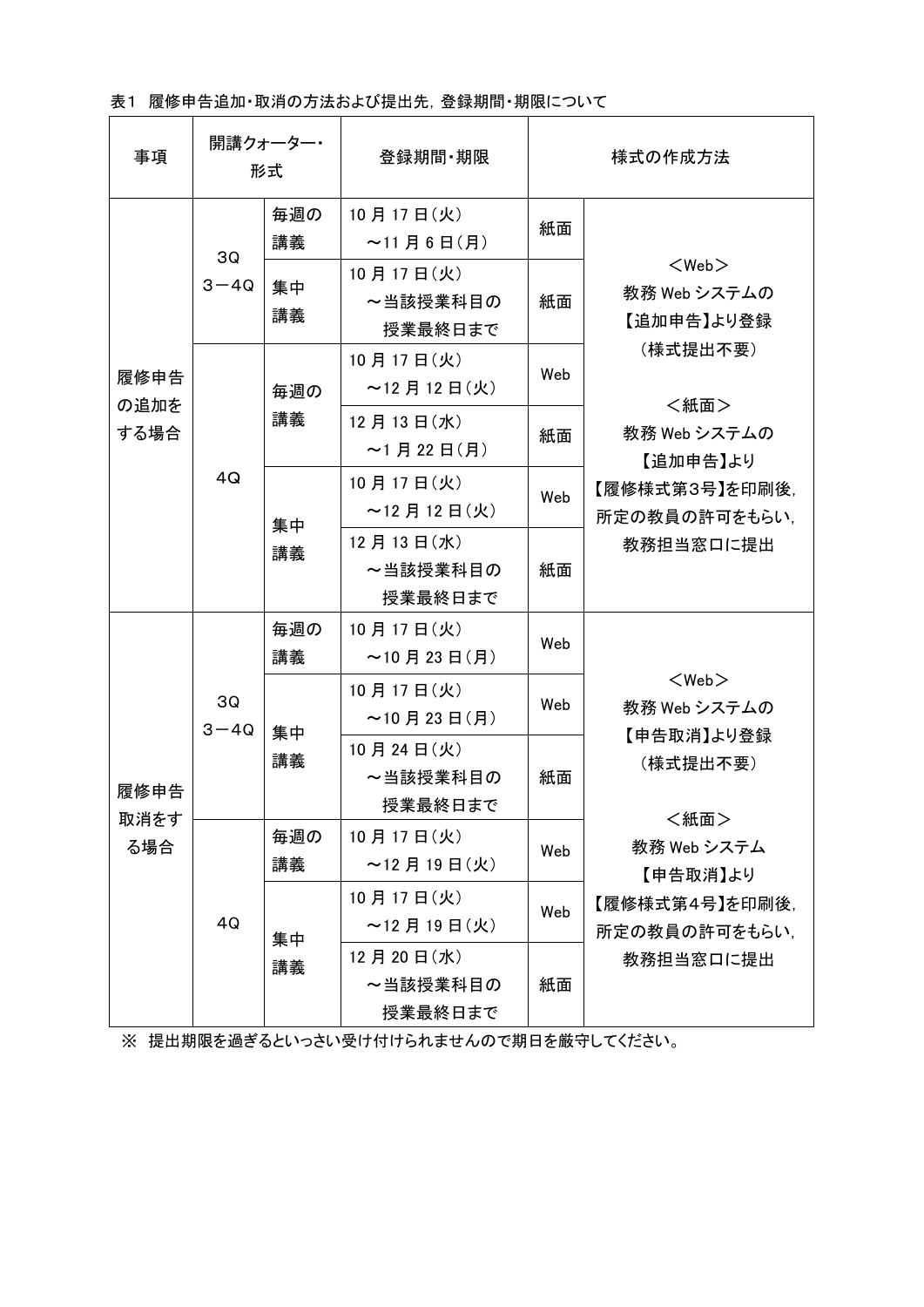表1　履修申告追加・取消の方法および提出先，登録期間・期限について

| 事項 | 開講クォーター・形式 | | 登録期間・期限 | 様式の作成方法 | |
|---|---|---|---|---|---|
| 履修申告の追加をする場合 | 3Q<br>3－4Q | 毎週の講義 | 10月17日(火)<br>～11月6日(月) | 紙面 | ＜Web＞<br>教務Webシステムの【追加申告】より登録（様式提出不要）<br><br>＜紙面＞<br>教務Webシステムの【追加申告】より【履修様式第3号】を印刷後，所定の教員の許可をもらい，教務担当窓口に提出 |
| | | 集中講義 | 10月17日(火)<br>～当該授業科目の授業最終日まで | 紙面 | |
| | 4Q | 毎週の講義 | 10月17日(火)<br>～12月12日(火) | Web | |
| | | | 12月13日(水)<br>～1月22日(月) | 紙面 | |
| | | 集中講義 | 10月17日(火)<br>～12月12日(火) | Web | |
| | | | 12月13日(水)<br>～当該授業科目の授業最終日まで | 紙面 | |
| 履修申告取消をする場合 | 3Q<br>3－4Q | 毎週の講義 | 10月17日(火)<br>～10月23日(月) | Web | ＜Web＞<br>教務Webシステムの【申告取消】より登録（様式提出不要）<br><br>＜紙面＞<br>教務Webシステム【申告取消】より【履修様式第4号】を印刷後，所定の教員の許可をもらい，教務担当窓口に提出 |
| | | 集中講義 | 10月17日(火)<br>～10月23日(月) | Web | |
| | | | 10月24日(火)<br>～当該授業科目の授業最終日まで | 紙面 | |
| | 4Q | 毎週の講義 | 10月17日(火)<br>～12月19日(火) | Web | |
| | | 集中講義 | 10月17日(火)<br>～12月19日(火) | Web | |
| | | | 12月20日(水)<br>～当該授業科目の授業最終日まで | 紙面 | |

※　提出期限を過ぎるといっさい受け付けられませんので期日を厳守してください。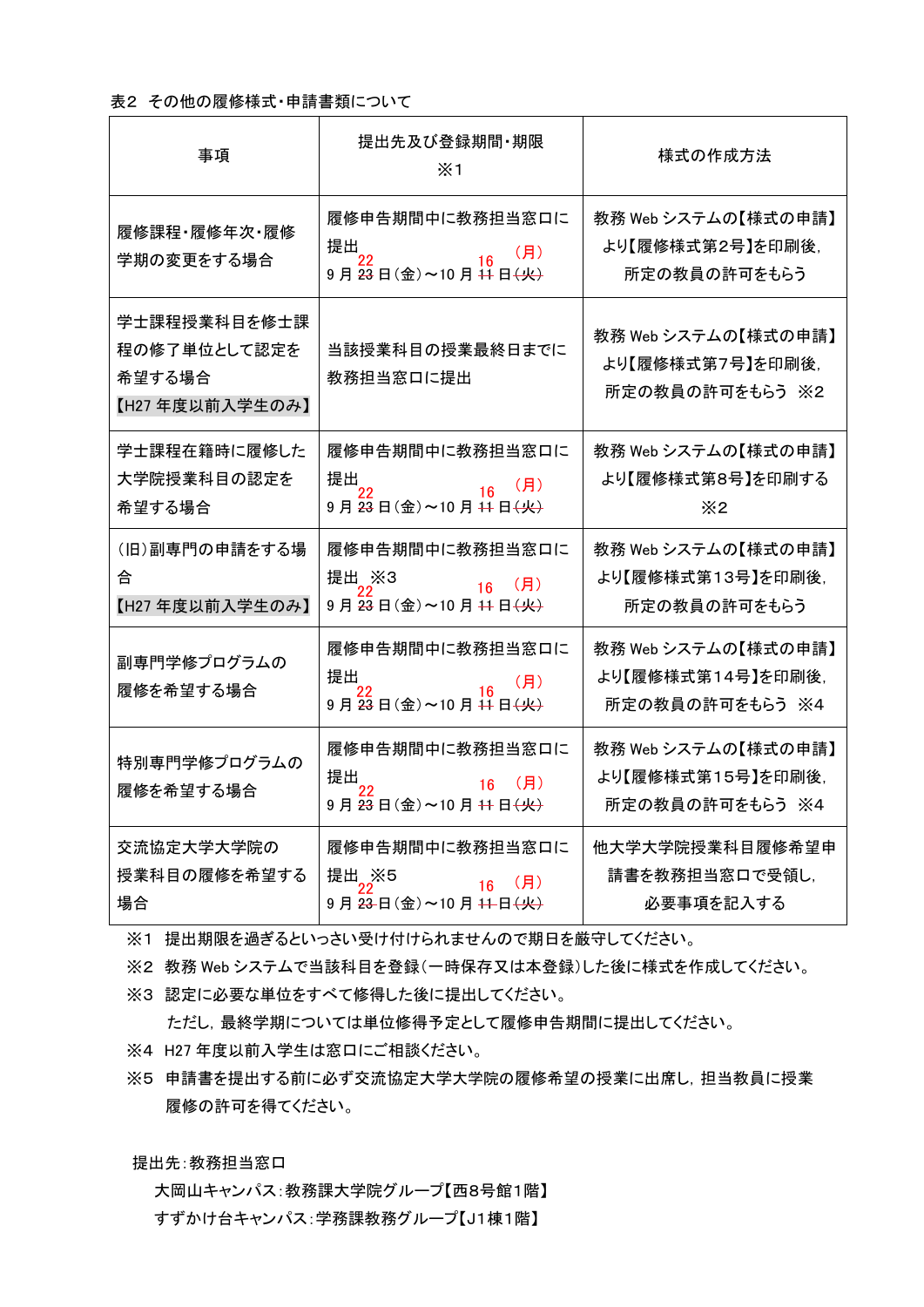表2 その他の履修様式・申請書類について

| 事項 | 提出先及び登録期間・期限 ※1 | 様式の作成方法 |
|---|---|---|
| 履修課程・履修年次・履修学期の変更をする場合 | 履修申告期間中に教務担当窓口に提出<br>9 月 ~~23~~ 22 日（金）～10 月 ~~11~~ 16 日 ~~（火）~~（月） | 教務 Web システムの【様式の申請】より【履修様式第２号】を印刷後，所定の教員の許可をもらう |
| 学士課程授業科目を修士課程の修了単位として認定を希望する場合<br>【H27 年度以前入学生のみ】 | 当該授業科目の授業最終日までに教務担当窓口に提出 | 教務 Web システムの【様式の申請】より【履修様式第７号】を印刷後，所定の教員の許可をもらう ※2 |
| 学士課程在籍時に履修した大学院授業科目の認定を希望する場合 | 履修申告期間中に教務担当窓口に提出<br>9 月 ~~23~~ 22 日（金）～10 月 ~~11~~ 16 日 ~~（火）~~（月） | 教務 Web システムの【様式の申請】より【履修様式第８号】を印刷する ※2 |
| （旧）副専門の申請をする場合<br>【H27 年度以前入学生のみ】 | 履修申告期間中に教務担当窓口に提出 ※3<br>9 月 ~~23~~ 22 日（金）～10 月 ~~11~~ 16 日 ~~（火）~~（月） | 教務 Web システムの【様式の申請】より【履修様式第１３号】を印刷後，所定の教員の許可をもらう |
| 副専門学修プログラムの履修を希望する場合 | 履修申告期間中に教務担当窓口に提出<br>9 月 ~~23~~ 22 日（金）～10 月 ~~11~~ 16 日 ~~（火）~~（月） | 教務 Web システムの【様式の申請】より【履修様式第１４号】を印刷後，所定の教員の許可をもらう ※4 |
| 特別専門学修プログラムの履修を希望する場合 | 履修申告期間中に教務担当窓口に提出<br>9 月 ~~23~~ 22 日（金）～10 月 ~~11~~ 16 日 ~~（火）~~（月） | 教務 Web システムの【様式の申請】より【履修様式第１５号】を印刷後，所定の教員の許可をもらう ※4 |
| 交流協定大学大学院の授業科目の履修を希望する場合 | 履修申告期間中に教務担当窓口に提出 ※5<br>9 月 ~~23~~ 22 日（金）～10 月 ~~11~~ 16 日 ~~（火）~~（月） | 他大学大学院授業科目履修希望申請書を教務担当窓口で受領し，必要事項を記入する |

※1 提出期限を過ぎるといっさい受け付けられませんので期日を厳守してください。

※2 教務 Web システムで当該科目を登録（一時保存又は本登録）した後に様式を作成してください。

※3 認定に必要な単位をすべて修得した後に提出してください。
ただし，最終学期については単位修得予定として履修申告期間に提出してください。

※4 H27 年度以前入学生は窓口にご相談ください。

※5 申請書を提出する前に必ず交流協定大学大学院の履修希望の授業に出席し，担当教員に授業履修の許可を得てください。

提出先：教務担当窓口

大岡山キャンパス：教務課大学院グループ【西８号館１階】

すずかけ台キャンパス：学務課教務グループ【J１棟１階】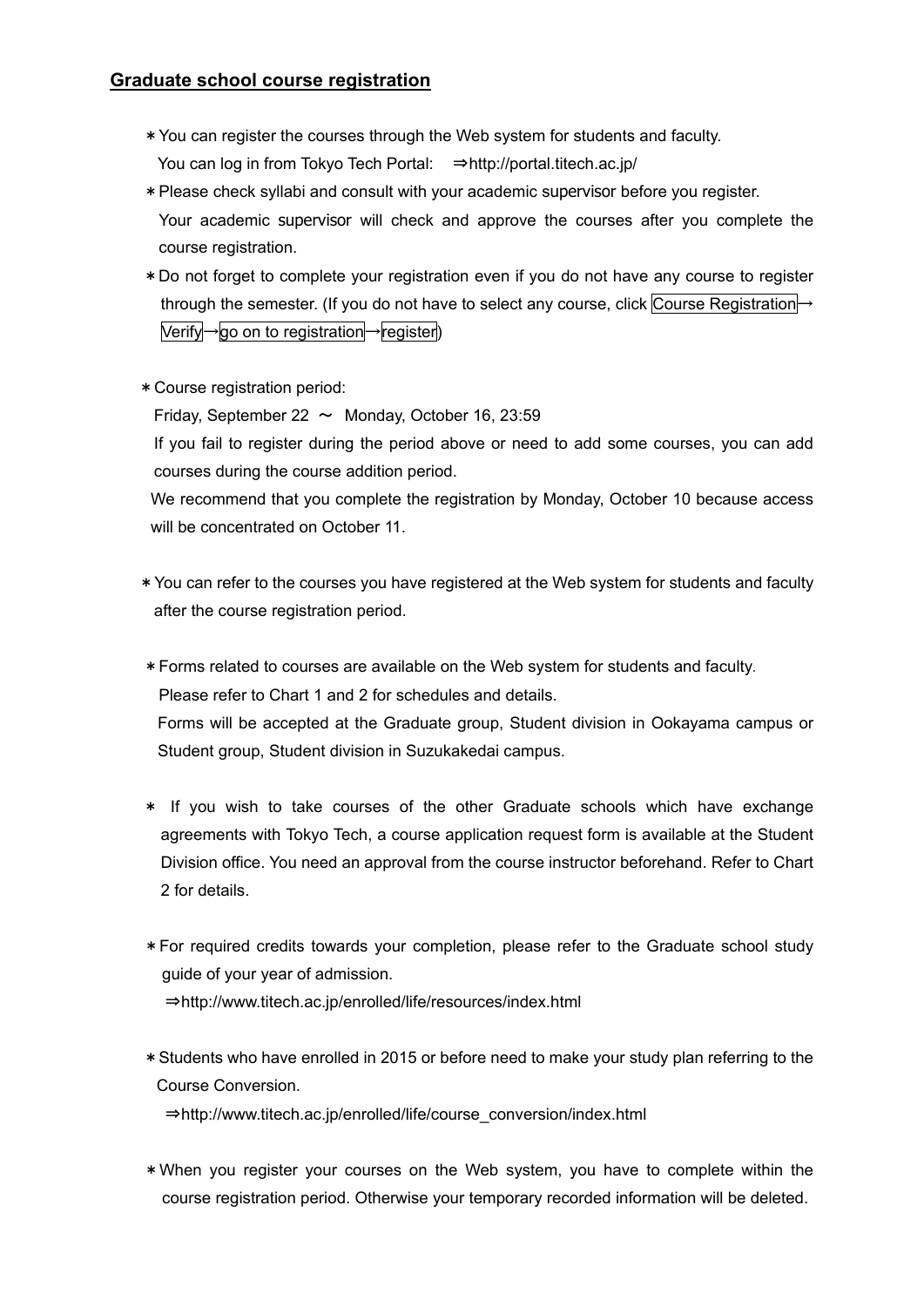## Graduate school course registration

* ＊You can register the courses through the Web system for students and faculty.
  You can log in from Tokyo Tech Portal: ⇒http://portal.titech.ac.jp/
* ＊Please check syllabi and consult with your academic supervisor before you register.
  Your academic supervisor will check and approve the courses after you complete the course registration.
* ＊Do not forget to complete your registration even if you do not have any course to register through the semester. (If you do not have to select any course, click Course Registration→Verify→go on to registration→register)

* ＊Course registration period:
  Friday, September 22 ～ Monday, October 16, 23:59
  If you fail to register during the period above or need to add some courses, you can add courses during the course addition period.
  We recommend that you complete the registration by Monday, October 10 because access will be concentrated on October 11.

* ＊You can refer to the courses you have registered at the Web system for students and faculty after the course registration period.

* ＊Forms related to courses are available on the Web system for students and faculty.
  Please refer to Chart 1 and 2 for schedules and details.
  Forms will be accepted at the Graduate group, Student division in Ookayama campus or Student group, Student division in Suzukakedai campus.

* ＊ If you wish to take courses of the other Graduate schools which have exchange agreements with Tokyo Tech, a course application request form is available at the Student Division office. You need an approval from the course instructor beforehand. Refer to Chart 2 for details.

* ＊For required credits towards your completion, please refer to the Graduate school study guide of your year of admission.
  ⇒http://www.titech.ac.jp/enrolled/life/resources/index.html

* ＊Students who have enrolled in 2015 or before need to make your study plan referring to the Course Conversion.
  ⇒http://www.titech.ac.jp/enrolled/life/course_conversion/index.html

* ＊When you register your courses on the Web system, you have to complete within the course registration period. Otherwise your temporary recorded information will be deleted.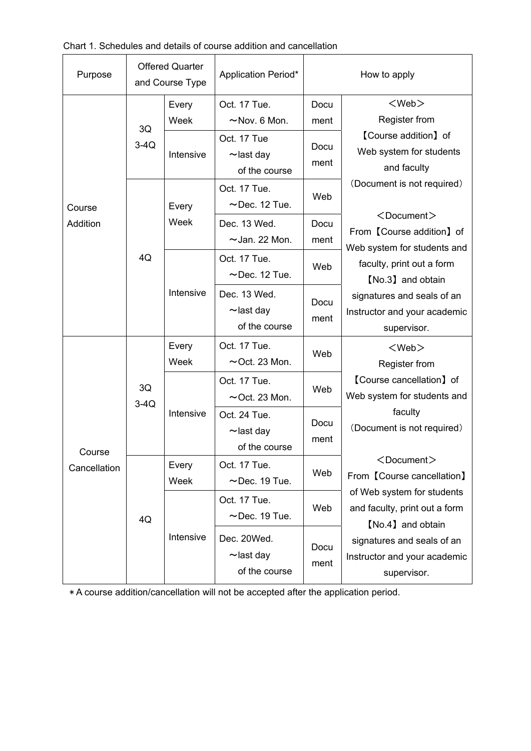Chart 1. Schedules and details of course addition and cancellation

| Purpose | Offered Quarter and Course Type | | Application Period* | | How to apply |
|---|---|---|---|---|---|
| Course Addition | 3Q 3-4Q | Every Week | Oct. 17 Tue. ～Nov. 6 Mon. | Document | ＜Web＞ Register from 【Course addition】 of Web system for students and faculty （Document is not required） ＜Document＞ From 【Course addition】 of Web system for students and faculty, print out a form 【No.3】 and obtain signatures and seals of an Instructor and your academic supervisor. |
| | | Intensive | Oct. 17 Tue ～last day of the course | Document | |
| | 4Q | Every Week | Oct. 17 Tue. ～Dec. 12 Tue. | Web | |
| | | | Dec. 13 Wed. ～Jan. 22 Mon. | Document | |
| | | Intensive | Oct. 17 Tue. ～Dec. 12 Tue. | Web | |
| | | | Dec. 13 Wed. ～last day of the course | Document | |
| Course Cancellation | 3Q 3-4Q | Every Week | Oct. 17 Tue. ～Oct. 23 Mon. | Web | ＜Web＞ Register from 【Course cancellation】 of Web system for students and faculty （Document is not required） ＜Document＞ From 【Course cancellation】 of Web system for students and faculty, print out a form 【No.4】 and obtain signatures and seals of an Instructor and your academic supervisor. |
| | | Intensive | Oct. 17 Tue. ～Oct. 23 Mon. | Web | |
| | | | Oct. 24 Tue. ～last day of the course | Document | |
| | 4Q | Every Week | Oct. 17 Tue. ～Dec. 19 Tue. | Web | |
| | | Intensive | Oct. 17 Tue. ～Dec. 19 Tue. | Web | |
| | | | Dec. 20Wed. ～last day of the course | Document | |

＊A course addition/cancellation will not be accepted after the application period.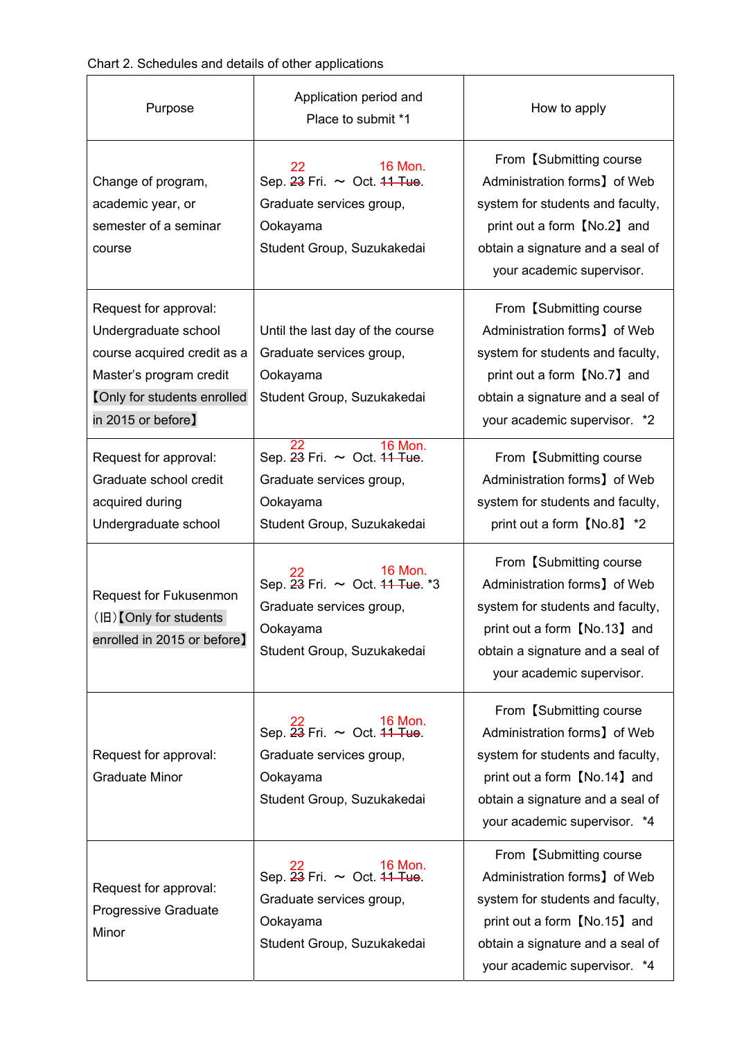Chart 2. Schedules and details of other applications

| Purpose | Application period and Place to submit *1 | How to apply |
| --- | --- | --- |
| Change of program, academic year, or semester of a seminar course | Sep. ~~23~~ 22 Fri. ～ Oct. ~~11 Tue~~ 16 Mon.<br>Graduate services group, Ookayama<br>Student Group, Suzukakedai | From【Submitting course Administration forms】of Web system for students and faculty, print out a form【No.2】and obtain a signature and a seal of your academic supervisor. |
| Request for approval: Undergraduate school course acquired credit as a Master's program credit 【Only for students enrolled in 2015 or before】 | Until the last day of the course<br>Graduate services group, Ookayama<br>Student Group, Suzukakedai | From【Submitting course Administration forms】of Web system for students and faculty, print out a form【No.7】and obtain a signature and a seal of your academic supervisor. *2 |
| Request for approval: Graduate school credit acquired during Undergraduate school | Sep. ~~23~~ 22 Fri. ～ Oct. ~~11 Tue~~ 16 Mon.<br>Graduate services group, Ookayama<br>Student Group, Suzukakedai | From【Submitting course Administration forms】of Web system for students and faculty, print out a form【No.8】 *2 |
| Request for Fukusenmon (旧)【Only for students enrolled in 2015 or before】 | Sep. ~~23~~ 22 Fri. ～ Oct. ~~11 Tue~~ 16 Mon. *3<br>Graduate services group, Ookayama<br>Student Group, Suzukakedai | From【Submitting course Administration forms】of Web system for students and faculty, print out a form【No.13】and obtain a signature and a seal of your academic supervisor. |
| Request for approval: Graduate Minor | Sep. ~~23~~ 22 Fri. ～ Oct. ~~11 Tue~~ 16 Mon.<br>Graduate services group, Ookayama<br>Student Group, Suzukakedai | From【Submitting course Administration forms】of Web system for students and faculty, print out a form【No.14】and obtain a signature and a seal of your academic supervisor. *4 |
| Request for approval: Progressive Graduate Minor | Sep. ~~23~~ 22 Fri. ～ Oct. ~~11 Tue~~ 16 Mon.<br>Graduate services group, Ookayama<br>Student Group, Suzukakedai | From【Submitting course Administration forms】of Web system for students and faculty, print out a form【No.15】and obtain a signature and a seal of your academic supervisor. *4 |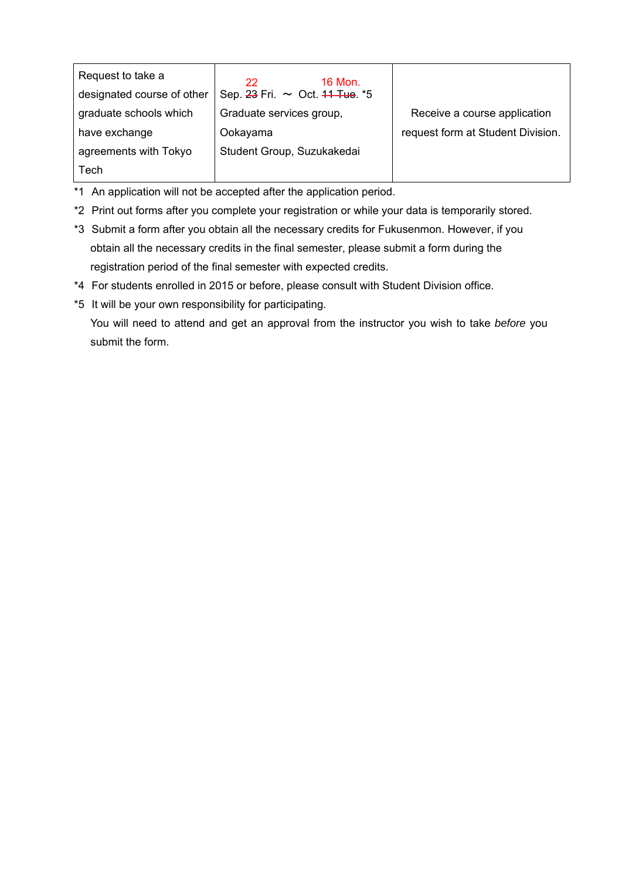| | | |
|---|---|---|
| Request to take a designated course of other graduate schools which have exchange agreements with Tokyo Tech | Sep. ~~23~~ 22 Fri. ～ Oct. ~~11 Tue~~ 16 Mon.. *5<br>Graduate services group, Ookayama<br>Student Group, Suzukakedai | Receive a course application request form at Student Division. |

*1 An application will not be accepted after the application period.

*2 Print out forms after you complete your registration or while your data is temporarily stored.

*3 Submit a form after you obtain all the necessary credits for Fukusenmon. However, if you obtain all the necessary credits in the final semester, please submit a form during the registration period of the final semester with expected credits.

*4 For students enrolled in 2015 or before, please consult with Student Division office.

*5 It will be your own responsibility for participating.
You will need to attend and get an approval from the instructor you wish to take *before* you submit the form.